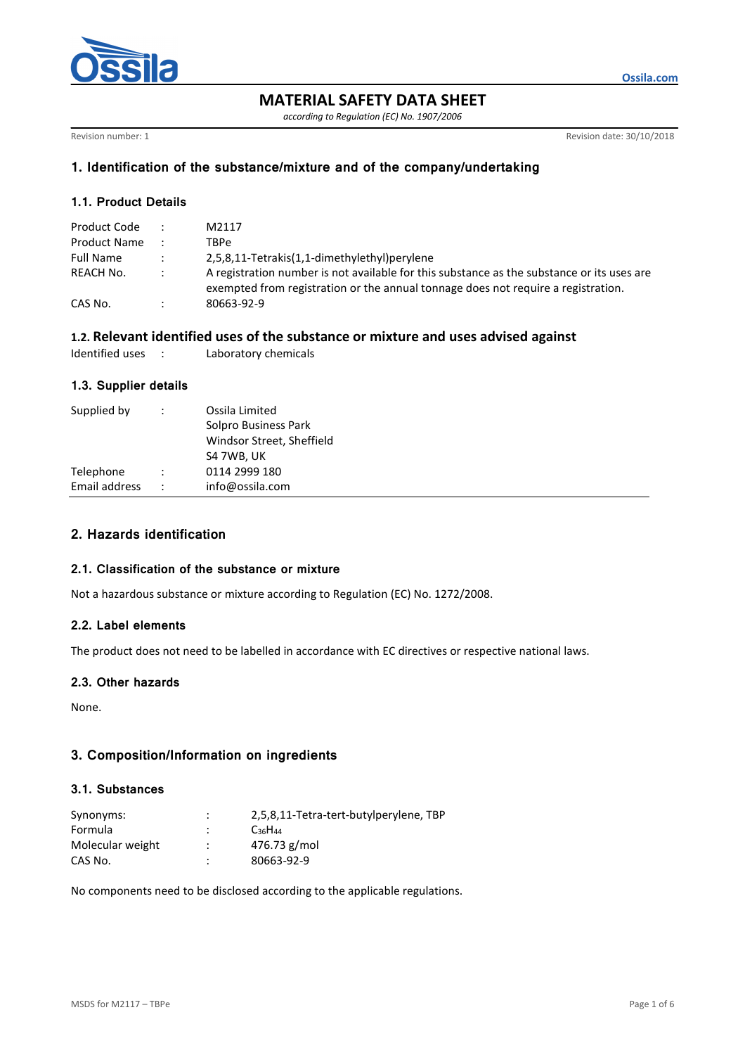# MATERIAL SAFETY DATA SHEET

*according to Regulation (EC) No. 1907/2006*

Revision number: 1 | Revision date: 30/10/2018

## 1. Identification of the substance/mixture and of the company/undertaking

### 1.1. Product Details

| | | |
|---|---|---|
| Product Code | : | M2117 |
| Product Name | : | TBPe |
| Full Name | : | 2,5,8,11-Tetrakis(1,1-dimethylethyl)perylene |
| REACH No. | : | A registration number is not available for this substance as the substance or its uses are exempted from registration or the annual tonnage does not require a registration. |
| CAS No. | : | 80663-92-9 |

### 1.2. Relevant identified uses of the substance or mixture and uses advised against

Identified uses : Laboratory chemicals

### 1.3. Supplier details

| | | |
|---|---|---|
| Supplied by | : | Ossila Limited<br>Solpro Business Park<br>Windsor Street, Sheffield<br>S4 7WB, UK |
| Telephone | : | 0114 2999 180 |
| Email address | : | info@ossila.com |

## 2. Hazards identification

### 2.1. Classification of the substance or mixture

Not a hazardous substance or mixture according to Regulation (EC) No. 1272/2008.

### 2.2. Label elements

The product does not need to be labelled in accordance with EC directives or respective national laws.

### 2.3. Other hazards

None.

## 3. Composition/Information on ingredients

### 3.1. Substances

| | | |
|---|---|---|
| Synonyms: | : | 2,5,8,11-Tetra-tert-butylperylene, TBP |
| Formula | : | $C_{36}H_{44}$ |
| Molecular weight | : | 476.73 g/mol |
| CAS No. | : | 80663-92-9 |

No components need to be disclosed according to the applicable regulations.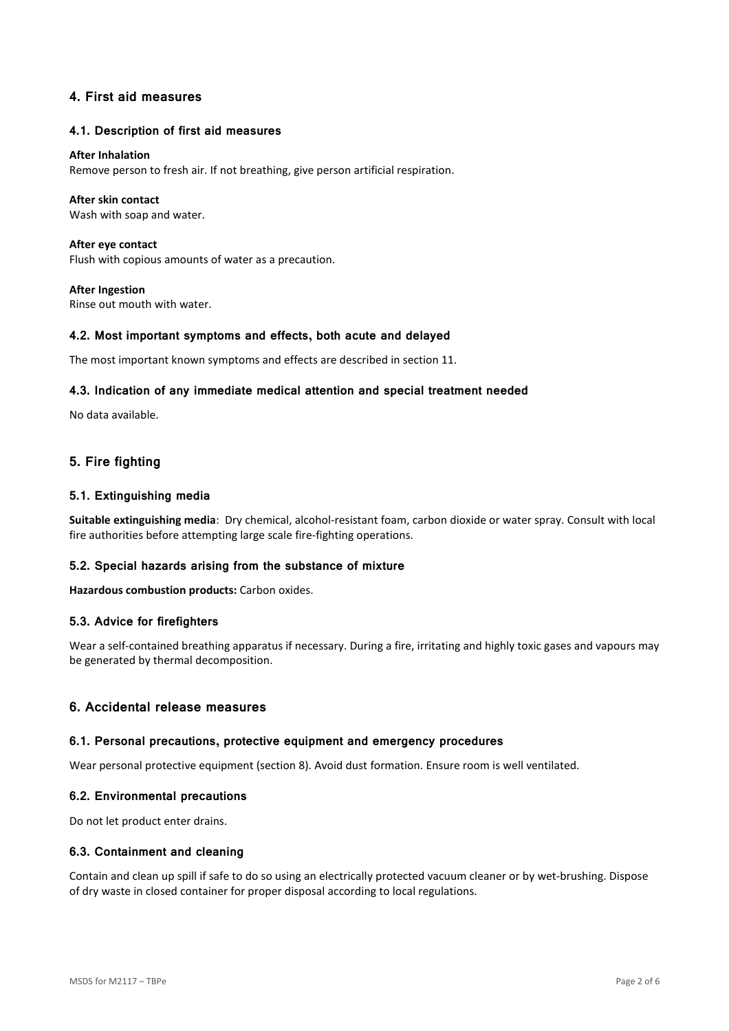## 4. First aid measures

### 4.1. Description of first aid measures

**After Inhalation**
Remove person to fresh air. If not breathing, give person artificial respiration.

**After skin contact**
Wash with soap and water.

**After eye contact**
Flush with copious amounts of water as a precaution.

**After Ingestion**
Rinse out mouth with water.

### 4.2. Most important symptoms and effects, both acute and delayed

The most important known symptoms and effects are described in section 11.

### 4.3. Indication of any immediate medical attention and special treatment needed

No data available.

## 5. Fire fighting

### 5.1. Extinguishing media

**Suitable extinguishing media**: Dry chemical, alcohol-resistant foam, carbon dioxide or water spray. Consult with local fire authorities before attempting large scale fire-fighting operations.

### 5.2. Special hazards arising from the substance of mixture

**Hazardous combustion products:** Carbon oxides.

### 5.3. Advice for firefighters

Wear a self-contained breathing apparatus if necessary. During a fire, irritating and highly toxic gases and vapours may be generated by thermal decomposition.

## 6. Accidental release measures

### 6.1. Personal precautions, protective equipment and emergency procedures

Wear personal protective equipment (section 8). Avoid dust formation. Ensure room is well ventilated.

### 6.2. Environmental precautions

Do not let product enter drains.

### 6.3. Containment and cleaning

Contain and clean up spill if safe to do so using an electrically protected vacuum cleaner or by wet-brushing. Dispose of dry waste in closed container for proper disposal according to local regulations.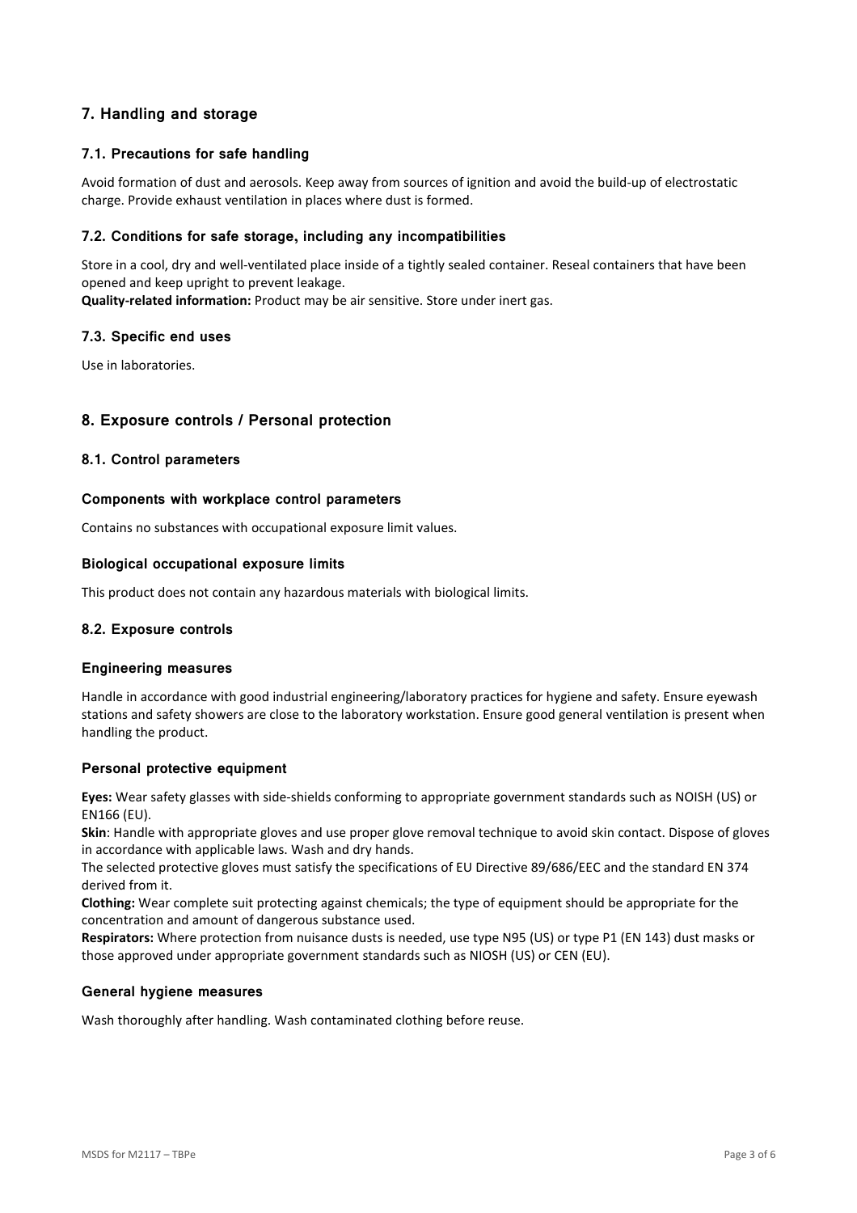## 7. Handling and storage

### 7.1. Precautions for safe handling

Avoid formation of dust and aerosols. Keep away from sources of ignition and avoid the build-up of electrostatic charge. Provide exhaust ventilation in places where dust is formed.

### 7.2. Conditions for safe storage, including any incompatibilities

Store in a cool, dry and well-ventilated place inside of a tightly sealed container. Reseal containers that have been opened and keep upright to prevent leakage.
**Quality-related information:** Product may be air sensitive. Store under inert gas.

### 7.3. Specific end uses

Use in laboratories.

## 8. Exposure controls / Personal protection

### 8.1. Control parameters

#### Components with workplace control parameters

Contains no substances with occupational exposure limit values.

#### Biological occupational exposure limits

This product does not contain any hazardous materials with biological limits.

### 8.2. Exposure controls

#### Engineering measures

Handle in accordance with good industrial engineering/laboratory practices for hygiene and safety. Ensure eyewash stations and safety showers are close to the laboratory workstation. Ensure good general ventilation is present when handling the product.

#### Personal protective equipment

**Eyes:** Wear safety glasses with side-shields conforming to appropriate government standards such as NOISH (US) or EN166 (EU).
**Skin**: Handle with appropriate gloves and use proper glove removal technique to avoid skin contact. Dispose of gloves in accordance with applicable laws. Wash and dry hands.
The selected protective gloves must satisfy the specifications of EU Directive 89/686/EEC and the standard EN 374 derived from it.
**Clothing:** Wear complete suit protecting against chemicals; the type of equipment should be appropriate for the concentration and amount of dangerous substance used.
**Respirators:** Where protection from nuisance dusts is needed, use type N95 (US) or type P1 (EN 143) dust masks or those approved under appropriate government standards such as NIOSH (US) or CEN (EU).

#### General hygiene measures

Wash thoroughly after handling. Wash contaminated clothing before reuse.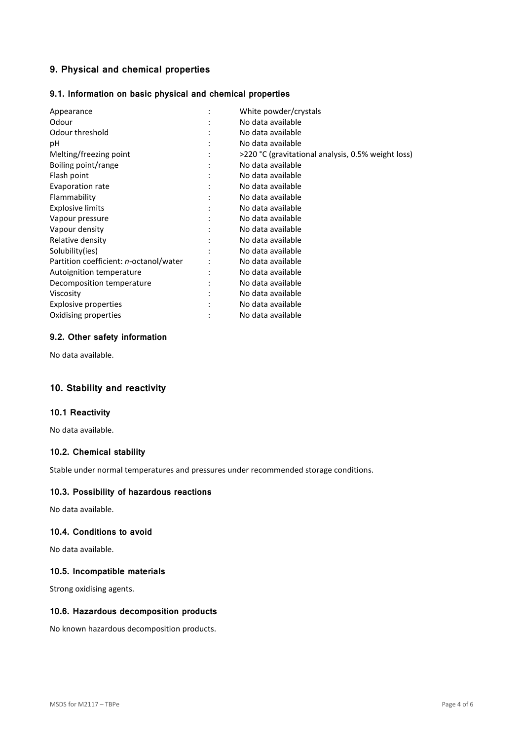## 9. Physical and chemical properties

### 9.1. Information on basic physical and chemical properties

| Property | | Value |
|---|---|---|
| Appearance | : | White powder/crystals |
| Odour | : | No data available |
| Odour threshold | : | No data available |
| pH | : | No data available |
| Melting/freezing point | : | >220 °C (gravitational analysis, 0.5% weight loss) |
| Boiling point/range | : | No data available |
| Flash point | : | No data available |
| Evaporation rate | : | No data available |
| Flammability | : | No data available |
| Explosive limits | : | No data available |
| Vapour pressure | : | No data available |
| Vapour density | : | No data available |
| Relative density | : | No data available |
| Solubility(ies) | : | No data available |
| Partition coefficient: *n*-octanol/water | : | No data available |
| Autoignition temperature | : | No data available |
| Decomposition temperature | : | No data available |
| Viscosity | : | No data available |
| Explosive properties | : | No data available |
| Oxidising properties | : | No data available |

### 9.2. Other safety information

No data available.

## 10. Stability and reactivity

### 10.1 Reactivity

No data available.

### 10.2. Chemical stability

Stable under normal temperatures and pressures under recommended storage conditions.

### 10.3. Possibility of hazardous reactions

No data available.

### 10.4. Conditions to avoid

No data available.

### 10.5. Incompatible materials

Strong oxidising agents.

### 10.6. Hazardous decomposition products

No known hazardous decomposition products.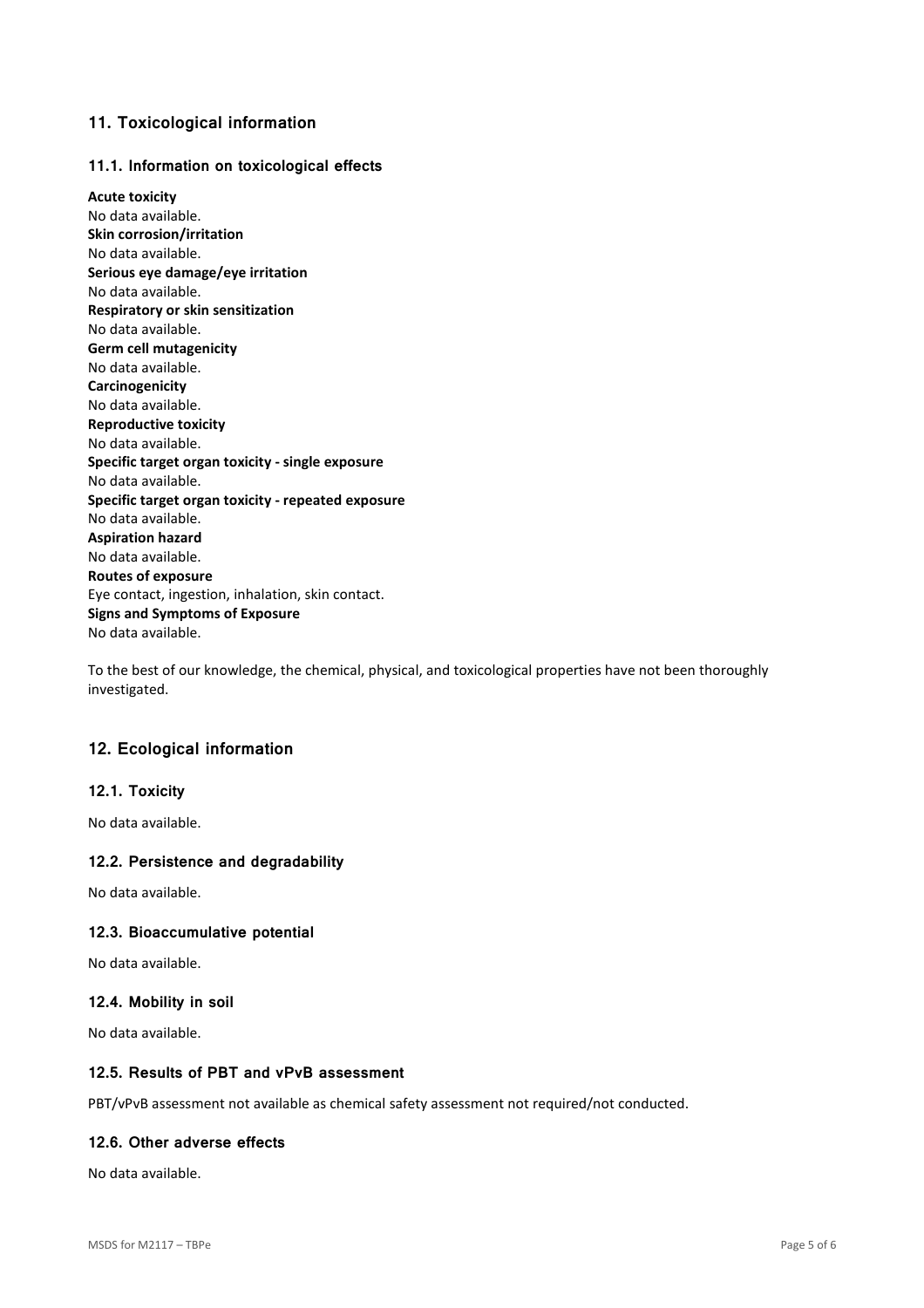## 11. Toxicological information

### 11.1. Information on toxicological effects

**Acute toxicity**
No data available.
**Skin corrosion/irritation**
No data available.
**Serious eye damage/eye irritation**
No data available.
**Respiratory or skin sensitization**
No data available.
**Germ cell mutagenicity**
No data available.
**Carcinogenicity**
No data available.
**Reproductive toxicity**
No data available.
**Specific target organ toxicity - single exposure**
No data available.
**Specific target organ toxicity - repeated exposure**
No data available.
**Aspiration hazard**
No data available.
**Routes of exposure**
Eye contact, ingestion, inhalation, skin contact.
**Signs and Symptoms of Exposure**
No data available.

To the best of our knowledge, the chemical, physical, and toxicological properties have not been thoroughly investigated.

## 12. Ecological information

### 12.1. Toxicity

No data available.

### 12.2. Persistence and degradability

No data available.

### 12.3. Bioaccumulative potential

No data available.

### 12.4. Mobility in soil

No data available.

### 12.5. Results of PBT and vPvB assessment

PBT/vPvB assessment not available as chemical safety assessment not required/not conducted.

### 12.6. Other adverse effects

No data available.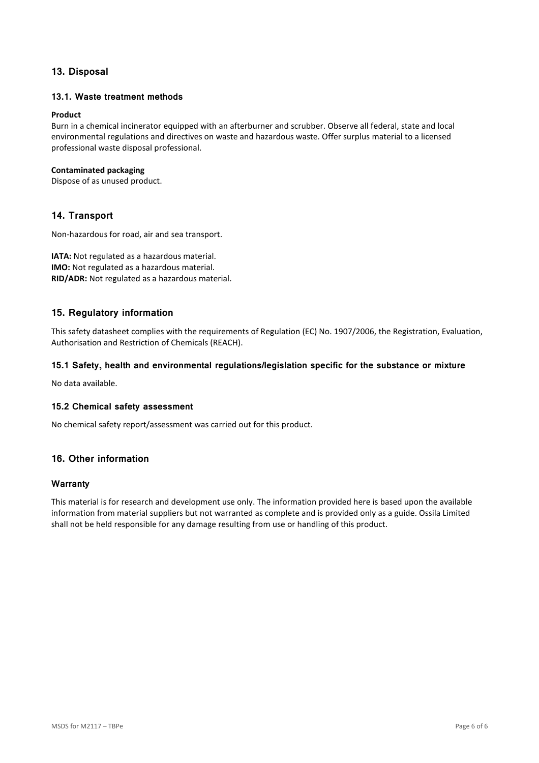## 13. Disposal

### 13.1. Waste treatment methods

**Product**

Burn in a chemical incinerator equipped with an afterburner and scrubber. Observe all federal, state and local environmental regulations and directives on waste and hazardous waste. Offer surplus material to a licensed professional waste disposal professional.

**Contaminated packaging**

Dispose of as unused product.

## 14. Transport

Non-hazardous for road, air and sea transport.

**IATA:** Not regulated as a hazardous material.
**IMO:** Not regulated as a hazardous material.
**RID/ADR:** Not regulated as a hazardous material.

## 15. Regulatory information

This safety datasheet complies with the requirements of Regulation (EC) No. 1907/2006, the Registration, Evaluation, Authorisation and Restriction of Chemicals (REACH).

### 15.1 Safety, health and environmental regulations/legislation specific for the substance or mixture

No data available.

### 15.2 Chemical safety assessment

No chemical safety report/assessment was carried out for this product.

## 16. Other information

### Warranty

This material is for research and development use only. The information provided here is based upon the available information from material suppliers but not warranted as complete and is provided only as a guide. Ossila Limited shall not be held responsible for any damage resulting from use or handling of this product.